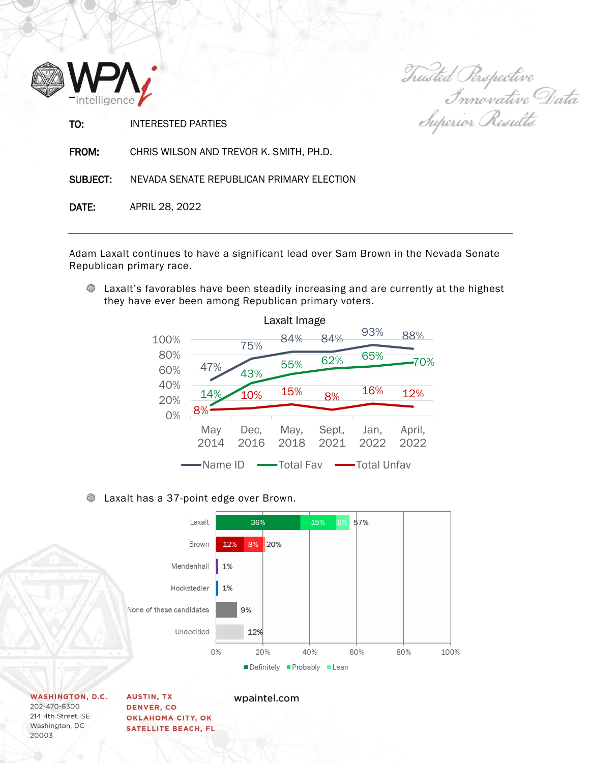**TO:** INTERESTED PARTIES

**FROM:** CHRIS WILSON AND TREVOR K. SMITH, PH.D.

**SUBJECT:** NEVADA SENATE REPUBLICAN PRIMARY ELECTION

**DATE:** APRIL 28, 2022

---

Adam Laxalt continues to have a significant lead over Sam Brown in the Nevada Senate Republican primary race.

- Laxalt's favorables have been steadily increasing and are currently at the highest they have ever been among Republican primary voters.

**Laxalt Image**

| | May, 2014 | Dec, 2016 | May, 2018 | Sept, 2021 | Jan, 2022 | April, 2022 |
|---|---|---|---|---|---|---|
| Name ID | 47% | 75% | 84% | 84% | 93% | 88% |
| Total Fav | 14% | 43% | 55% | 62% | 65% | 70% |
| Total Unfav | 8% | 10% | 15% | 8% | 16% | 12% |

- Laxalt has a 37-point edge over Brown.

| Candidate | Definitely | Probably | Lean | Total |
|---|---|---|---|---|
| Laxalt | 36% | 15% | 6% | 57% |
| Brown | 12% | 8% | | 20% |
| Mendenhall | | | | 1% |
| Hockstedler | | | | 1% |
| None of these candidates | | | | 9% |
| Undecided | | | | 12% |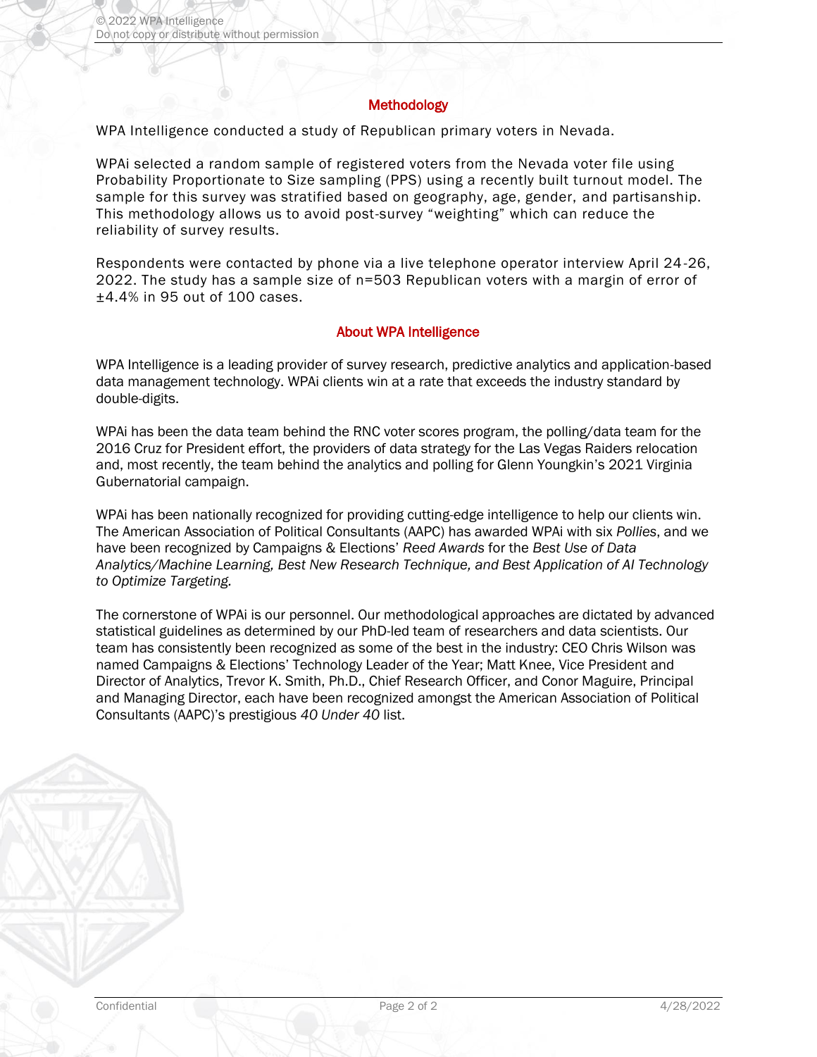## Methodology

WPA Intelligence conducted a study of Republican primary voters in Nevada.

WPAi selected a random sample of registered voters from the Nevada voter file using Probability Proportionate to Size sampling (PPS) using a recently built turnout model. The sample for this survey was stratified based on geography, age, gender, and partisanship. This methodology allows us to avoid post-survey "weighting" which can reduce the reliability of survey results.

Respondents were contacted by phone via a live telephone operator interview April 24-26, 2022. The study has a sample size of n=503 Republican voters with a margin of error of ±4.4% in 95 out of 100 cases.

## About WPA Intelligence

WPA Intelligence is a leading provider of survey research, predictive analytics and application-based data management technology. WPAi clients win at a rate that exceeds the industry standard by double-digits.

WPAi has been the data team behind the RNC voter scores program, the polling/data team for the 2016 Cruz for President effort, the providers of data strategy for the Las Vegas Raiders relocation and, most recently, the team behind the analytics and polling for Glenn Youngkin's 2021 Virginia Gubernatorial campaign.

WPAi has been nationally recognized for providing cutting-edge intelligence to help our clients win. The American Association of Political Consultants (AAPC) has awarded WPAi with six *Pollies*, and we have been recognized by Campaigns & Elections' *Reed Awards* for the *Best Use of Data Analytics/Machine Learning, Best New Research Technique, and Best Application of AI Technology to Optimize Targeting.*

The cornerstone of WPAi is our personnel. Our methodological approaches are dictated by advanced statistical guidelines as determined by our PhD-led team of researchers and data scientists. Our team has consistently been recognized as some of the best in the industry: CEO Chris Wilson was named Campaigns & Elections' Technology Leader of the Year; Matt Knee, Vice President and Director of Analytics, Trevor K. Smith, Ph.D., Chief Research Officer, and Conor Maguire, Principal and Managing Director, each have been recognized amongst the American Association of Political Consultants (AAPC)'s prestigious *40 Under 40* list.